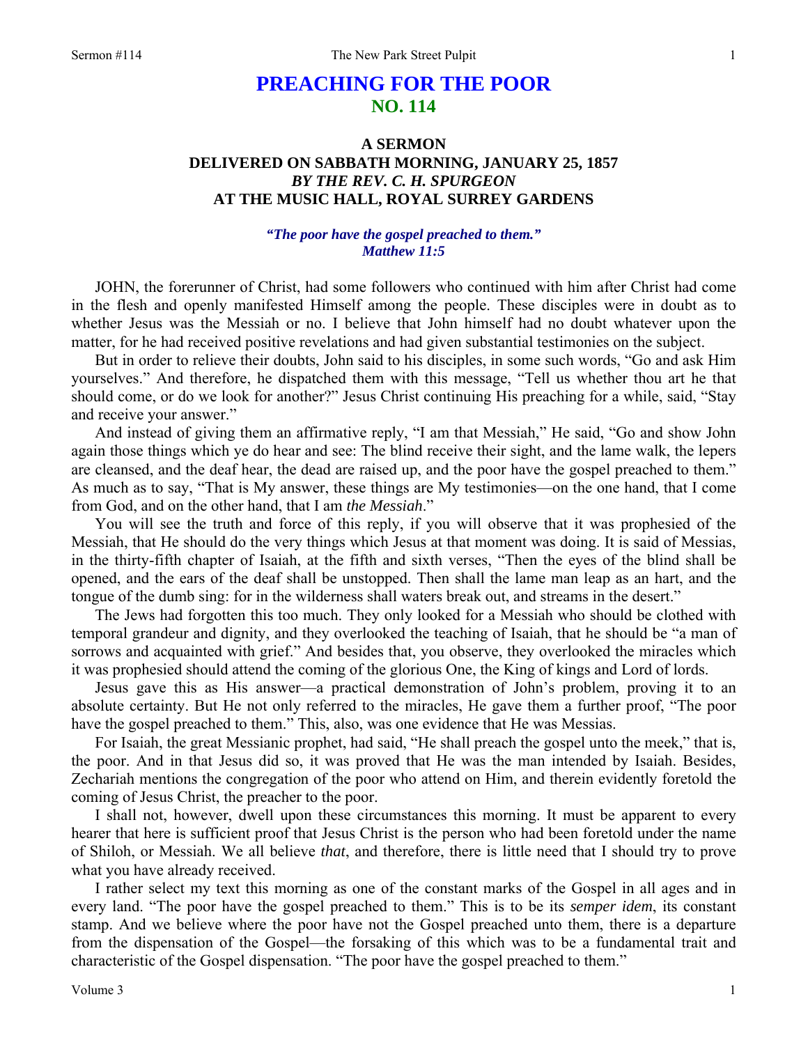# PREACHING FOR THE POOR
## NO. 114

### A SERMON
### DELIVERED ON SABBATH MORNING, JANUARY 25, 1857
### *BY THE REV. C. H. SPURGEON*
### AT THE MUSIC HALL, ROYAL SURREY GARDENS

***"The poor have the gospel preached to them."***
***Matthew 11:5***

JOHN, the forerunner of Christ, had some followers who continued with him after Christ had come in the flesh and openly manifested Himself among the people. These disciples were in doubt as to whether Jesus was the Messiah or no. I believe that John himself had no doubt whatever upon the matter, for he had received positive revelations and had given substantial testimonies on the subject.

But in order to relieve their doubts, John said to his disciples, in some such words, "Go and ask Him yourselves." And therefore, he dispatched them with this message, "Tell us whether thou art he that should come, or do we look for another?" Jesus Christ continuing His preaching for a while, said, "Stay and receive your answer."

And instead of giving them an affirmative reply, "I am that Messiah," He said, "Go and show John again those things which ye do hear and see: The blind receive their sight, and the lame walk, the lepers are cleansed, and the deaf hear, the dead are raised up, and the poor have the gospel preached to them." As much as to say, "That is My answer, these things are My testimonies—on the one hand, that I come from God, and on the other hand, that I am *the Messiah*."

You will see the truth and force of this reply, if you will observe that it was prophesied of the Messiah, that He should do the very things which Jesus at that moment was doing. It is said of Messias, in the thirty-fifth chapter of Isaiah, at the fifth and sixth verses, "Then the eyes of the blind shall be opened, and the ears of the deaf shall be unstopped. Then shall the lame man leap as an hart, and the tongue of the dumb sing: for in the wilderness shall waters break out, and streams in the desert."

The Jews had forgotten this too much. They only looked for a Messiah who should be clothed with temporal grandeur and dignity, and they overlooked the teaching of Isaiah, that he should be "a man of sorrows and acquainted with grief." And besides that, you observe, they overlooked the miracles which it was prophesied should attend the coming of the glorious One, the King of kings and Lord of lords.

Jesus gave this as His answer—a practical demonstration of John's problem, proving it to an absolute certainty. But He not only referred to the miracles, He gave them a further proof, "The poor have the gospel preached to them." This, also, was one evidence that He was Messias.

For Isaiah, the great Messianic prophet, had said, "He shall preach the gospel unto the meek," that is, the poor. And in that Jesus did so, it was proved that He was the man intended by Isaiah. Besides, Zechariah mentions the congregation of the poor who attend on Him, and therein evidently foretold the coming of Jesus Christ, the preacher to the poor.

I shall not, however, dwell upon these circumstances this morning. It must be apparent to every hearer that here is sufficient proof that Jesus Christ is the person who had been foretold under the name of Shiloh, or Messiah. We all believe *that*, and therefore, there is little need that I should try to prove what you have already received.

I rather select my text this morning as one of the constant marks of the Gospel in all ages and in every land. "The poor have the gospel preached to them." This is to be its *semper idem*, its constant stamp. And we believe where the poor have not the Gospel preached unto them, there is a departure from the dispensation of the Gospel—the forsaking of this which was to be a fundamental trait and characteristic of the Gospel dispensation. "The poor have the gospel preached to them."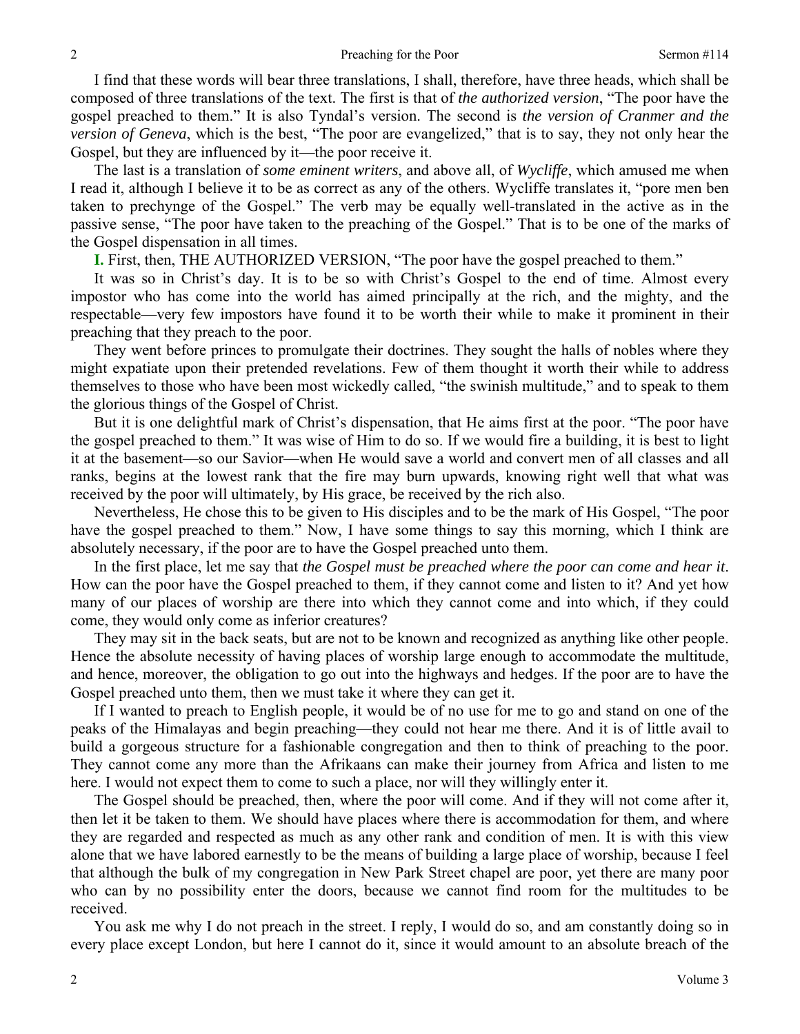I find that these words will bear three translations, I shall, therefore, have three heads, which shall be composed of three translations of the text. The first is that of *the authorized version*, "The poor have the gospel preached to them." It is also Tyndal's version. The second is *the version of Cranmer and the version of Geneva*, which is the best, "The poor are evangelized," that is to say, they not only hear the Gospel, but they are influenced by it—the poor receive it.

The last is a translation of *some eminent writers*, and above all, of *Wycliffe*, which amused me when I read it, although I believe it to be as correct as any of the others. Wycliffe translates it, "pore men ben taken to prechynge of the Gospel." The verb may be equally well-translated in the active as in the passive sense, "The poor have taken to the preaching of the Gospel." That is to be one of the marks of the Gospel dispensation in all times.

**I.** First, then, THE AUTHORIZED VERSION, "The poor have the gospel preached to them."

It was so in Christ's day. It is to be so with Christ's Gospel to the end of time. Almost every impostor who has come into the world has aimed principally at the rich, and the mighty, and the respectable—very few impostors have found it to be worth their while to make it prominent in their preaching that they preach to the poor.

They went before princes to promulgate their doctrines. They sought the halls of nobles where they might expatiate upon their pretended revelations. Few of them thought it worth their while to address themselves to those who have been most wickedly called, "the swinish multitude," and to speak to them the glorious things of the Gospel of Christ.

But it is one delightful mark of Christ's dispensation, that He aims first at the poor. "The poor have the gospel preached to them." It was wise of Him to do so. If we would fire a building, it is best to light it at the basement—so our Savior—when He would save a world and convert men of all classes and all ranks, begins at the lowest rank that the fire may burn upwards, knowing right well that what was received by the poor will ultimately, by His grace, be received by the rich also.

Nevertheless, He chose this to be given to His disciples and to be the mark of His Gospel, "The poor have the gospel preached to them." Now, I have some things to say this morning, which I think are absolutely necessary, if the poor are to have the Gospel preached unto them.

In the first place, let me say that *the Gospel must be preached where the poor can come and hear it*. How can the poor have the Gospel preached to them, if they cannot come and listen to it? And yet how many of our places of worship are there into which they cannot come and into which, if they could come, they would only come as inferior creatures?

They may sit in the back seats, but are not to be known and recognized as anything like other people. Hence the absolute necessity of having places of worship large enough to accommodate the multitude, and hence, moreover, the obligation to go out into the highways and hedges. If the poor are to have the Gospel preached unto them, then we must take it where they can get it.

If I wanted to preach to English people, it would be of no use for me to go and stand on one of the peaks of the Himalayas and begin preaching—they could not hear me there. And it is of little avail to build a gorgeous structure for a fashionable congregation and then to think of preaching to the poor. They cannot come any more than the Afrikaans can make their journey from Africa and listen to me here. I would not expect them to come to such a place, nor will they willingly enter it.

The Gospel should be preached, then, where the poor will come. And if they will not come after it, then let it be taken to them. We should have places where there is accommodation for them, and where they are regarded and respected as much as any other rank and condition of men. It is with this view alone that we have labored earnestly to be the means of building a large place of worship, because I feel that although the bulk of my congregation in New Park Street chapel are poor, yet there are many poor who can by no possibility enter the doors, because we cannot find room for the multitudes to be received.

You ask me why I do not preach in the street. I reply, I would do so, and am constantly doing so in every place except London, but here I cannot do it, since it would amount to an absolute breach of the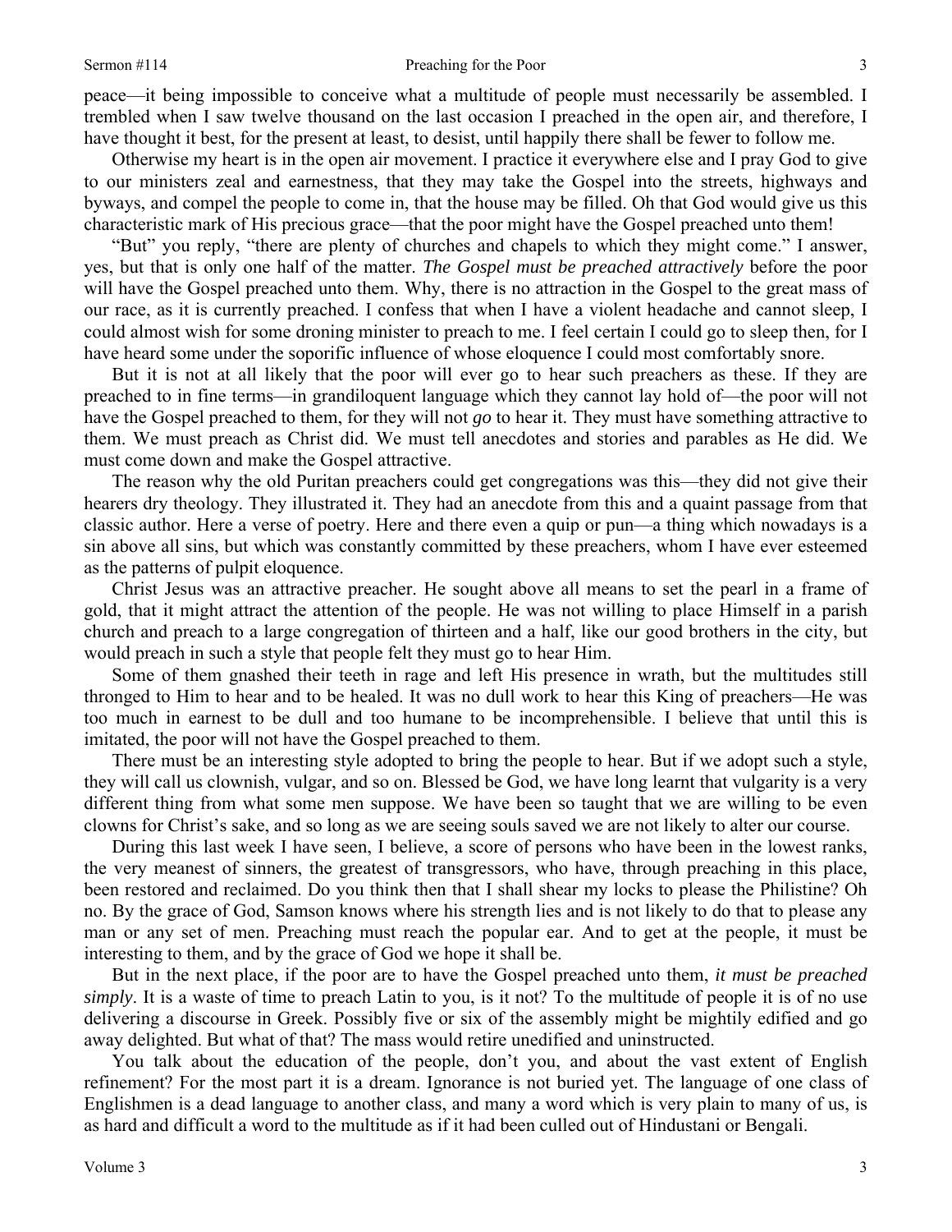peace—it being impossible to conceive what a multitude of people must necessarily be assembled. I trembled when I saw twelve thousand on the last occasion I preached in the open air, and therefore, I have thought it best, for the present at least, to desist, until happily there shall be fewer to follow me.

Otherwise my heart is in the open air movement. I practice it everywhere else and I pray God to give to our ministers zeal and earnestness, that they may take the Gospel into the streets, highways and byways, and compel the people to come in, that the house may be filled. Oh that God would give us this characteristic mark of His precious grace—that the poor might have the Gospel preached unto them!

"But" you reply, "there are plenty of churches and chapels to which they might come." I answer, yes, but that is only one half of the matter. *The Gospel must be preached attractively* before the poor will have the Gospel preached unto them. Why, there is no attraction in the Gospel to the great mass of our race, as it is currently preached. I confess that when I have a violent headache and cannot sleep, I could almost wish for some droning minister to preach to me. I feel certain I could go to sleep then, for I have heard some under the soporific influence of whose eloquence I could most comfortably snore.

But it is not at all likely that the poor will ever go to hear such preachers as these. If they are preached to in fine terms—in grandiloquent language which they cannot lay hold of—the poor will not have the Gospel preached to them, for they will not *go* to hear it. They must have something attractive to them. We must preach as Christ did. We must tell anecdotes and stories and parables as He did. We must come down and make the Gospel attractive.

The reason why the old Puritan preachers could get congregations was this—they did not give their hearers dry theology. They illustrated it. They had an anecdote from this and a quaint passage from that classic author. Here a verse of poetry. Here and there even a quip or pun—a thing which nowadays is a sin above all sins, but which was constantly committed by these preachers, whom I have ever esteemed as the patterns of pulpit eloquence.

Christ Jesus was an attractive preacher. He sought above all means to set the pearl in a frame of gold, that it might attract the attention of the people. He was not willing to place Himself in a parish church and preach to a large congregation of thirteen and a half, like our good brothers in the city, but would preach in such a style that people felt they must go to hear Him.

Some of them gnashed their teeth in rage and left His presence in wrath, but the multitudes still thronged to Him to hear and to be healed. It was no dull work to hear this King of preachers—He was too much in earnest to be dull and too humane to be incomprehensible. I believe that until this is imitated, the poor will not have the Gospel preached to them.

There must be an interesting style adopted to bring the people to hear. But if we adopt such a style, they will call us clownish, vulgar, and so on. Blessed be God, we have long learnt that vulgarity is a very different thing from what some men suppose. We have been so taught that we are willing to be even clowns for Christ's sake, and so long as we are seeing souls saved we are not likely to alter our course.

During this last week I have seen, I believe, a score of persons who have been in the lowest ranks, the very meanest of sinners, the greatest of transgressors, who have, through preaching in this place, been restored and reclaimed. Do you think then that I shall shear my locks to please the Philistine? Oh no. By the grace of God, Samson knows where his strength lies and is not likely to do that to please any man or any set of men. Preaching must reach the popular ear. And to get at the people, it must be interesting to them, and by the grace of God we hope it shall be.

But in the next place, if the poor are to have the Gospel preached unto them, *it must be preached simply*. It is a waste of time to preach Latin to you, is it not? To the multitude of people it is of no use delivering a discourse in Greek. Possibly five or six of the assembly might be mightily edified and go away delighted. But what of that? The mass would retire unedified and uninstructed.

You talk about the education of the people, don't you, and about the vast extent of English refinement? For the most part it is a dream. Ignorance is not buried yet. The language of one class of Englishmen is a dead language to another class, and many a word which is very plain to many of us, is as hard and difficult a word to the multitude as if it had been culled out of Hindustani or Bengali.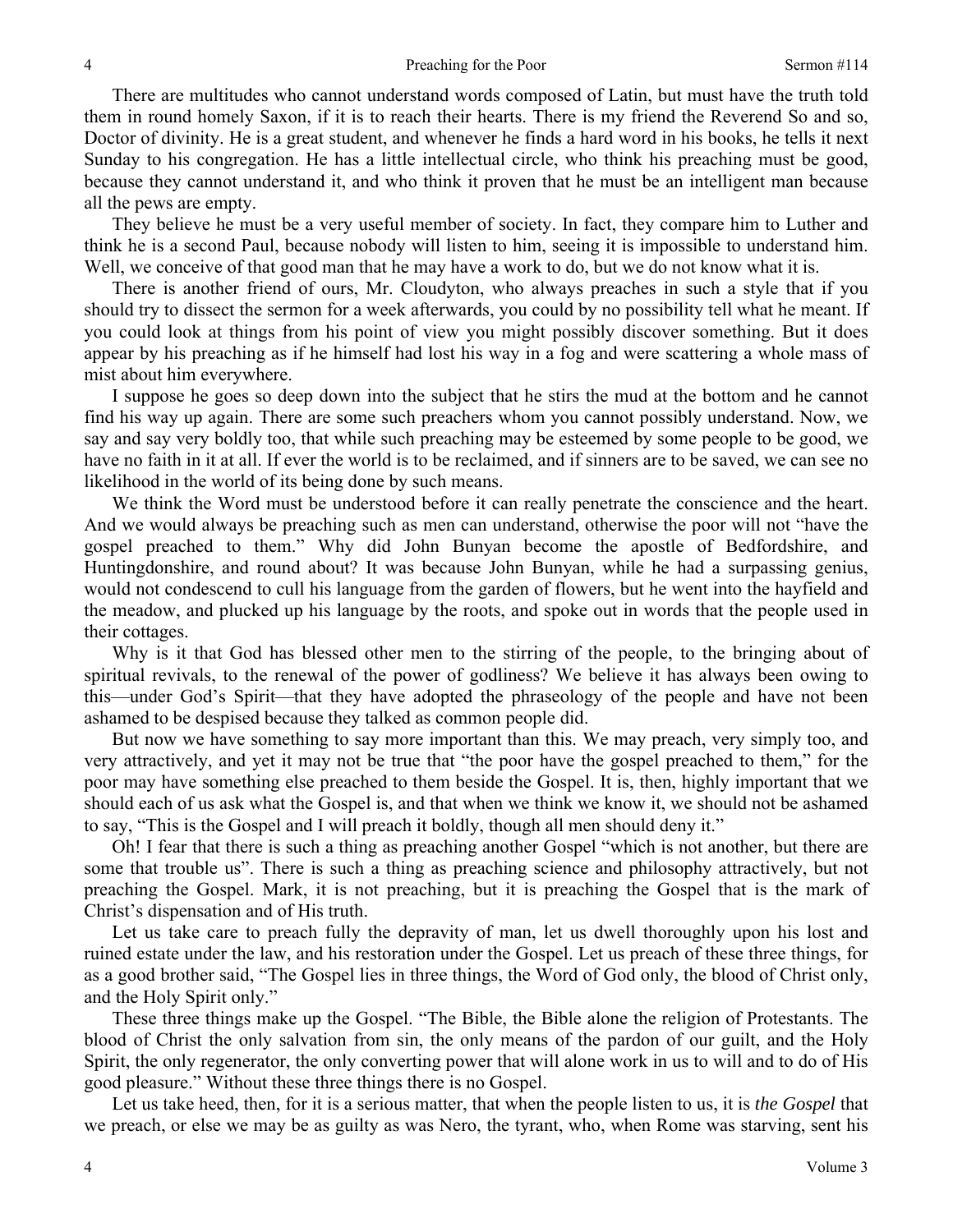There are multitudes who cannot understand words composed of Latin, but must have the truth told them in round homely Saxon, if it is to reach their hearts. There is my friend the Reverend So and so, Doctor of divinity. He is a great student, and whenever he finds a hard word in his books, he tells it next Sunday to his congregation. He has a little intellectual circle, who think his preaching must be good, because they cannot understand it, and who think it proven that he must be an intelligent man because all the pews are empty.

They believe he must be a very useful member of society. In fact, they compare him to Luther and think he is a second Paul, because nobody will listen to him, seeing it is impossible to understand him. Well, we conceive of that good man that he may have a work to do, but we do not know what it is.

There is another friend of ours, Mr. Cloudyton, who always preaches in such a style that if you should try to dissect the sermon for a week afterwards, you could by no possibility tell what he meant. If you could look at things from his point of view you might possibly discover something. But it does appear by his preaching as if he himself had lost his way in a fog and were scattering a whole mass of mist about him everywhere.

I suppose he goes so deep down into the subject that he stirs the mud at the bottom and he cannot find his way up again. There are some such preachers whom you cannot possibly understand. Now, we say and say very boldly too, that while such preaching may be esteemed by some people to be good, we have no faith in it at all. If ever the world is to be reclaimed, and if sinners are to be saved, we can see no likelihood in the world of its being done by such means.

We think the Word must be understood before it can really penetrate the conscience and the heart. And we would always be preaching such as men can understand, otherwise the poor will not "have the gospel preached to them." Why did John Bunyan become the apostle of Bedfordshire, and Huntingdonshire, and round about? It was because John Bunyan, while he had a surpassing genius, would not condescend to cull his language from the garden of flowers, but he went into the hayfield and the meadow, and plucked up his language by the roots, and spoke out in words that the people used in their cottages.

Why is it that God has blessed other men to the stirring of the people, to the bringing about of spiritual revivals, to the renewal of the power of godliness? We believe it has always been owing to this—under God's Spirit—that they have adopted the phraseology of the people and have not been ashamed to be despised because they talked as common people did.

But now we have something to say more important than this. We may preach, very simply too, and very attractively, and yet it may not be true that "the poor have the gospel preached to them," for the poor may have something else preached to them beside the Gospel. It is, then, highly important that we should each of us ask what the Gospel is, and that when we think we know it, we should not be ashamed to say, "This is the Gospel and I will preach it boldly, though all men should deny it."

Oh! I fear that there is such a thing as preaching another Gospel "which is not another, but there are some that trouble us". There is such a thing as preaching science and philosophy attractively, but not preaching the Gospel. Mark, it is not preaching, but it is preaching the Gospel that is the mark of Christ's dispensation and of His truth.

Let us take care to preach fully the depravity of man, let us dwell thoroughly upon his lost and ruined estate under the law, and his restoration under the Gospel. Let us preach of these three things, for as a good brother said, "The Gospel lies in three things, the Word of God only, the blood of Christ only, and the Holy Spirit only."

These three things make up the Gospel. "The Bible, the Bible alone the religion of Protestants. The blood of Christ the only salvation from sin, the only means of the pardon of our guilt, and the Holy Spirit, the only regenerator, the only converting power that will alone work in us to will and to do of His good pleasure." Without these three things there is no Gospel.

Let us take heed, then, for it is a serious matter, that when the people listen to us, it is *the Gospel* that we preach, or else we may be as guilty as was Nero, the tyrant, who, when Rome was starving, sent his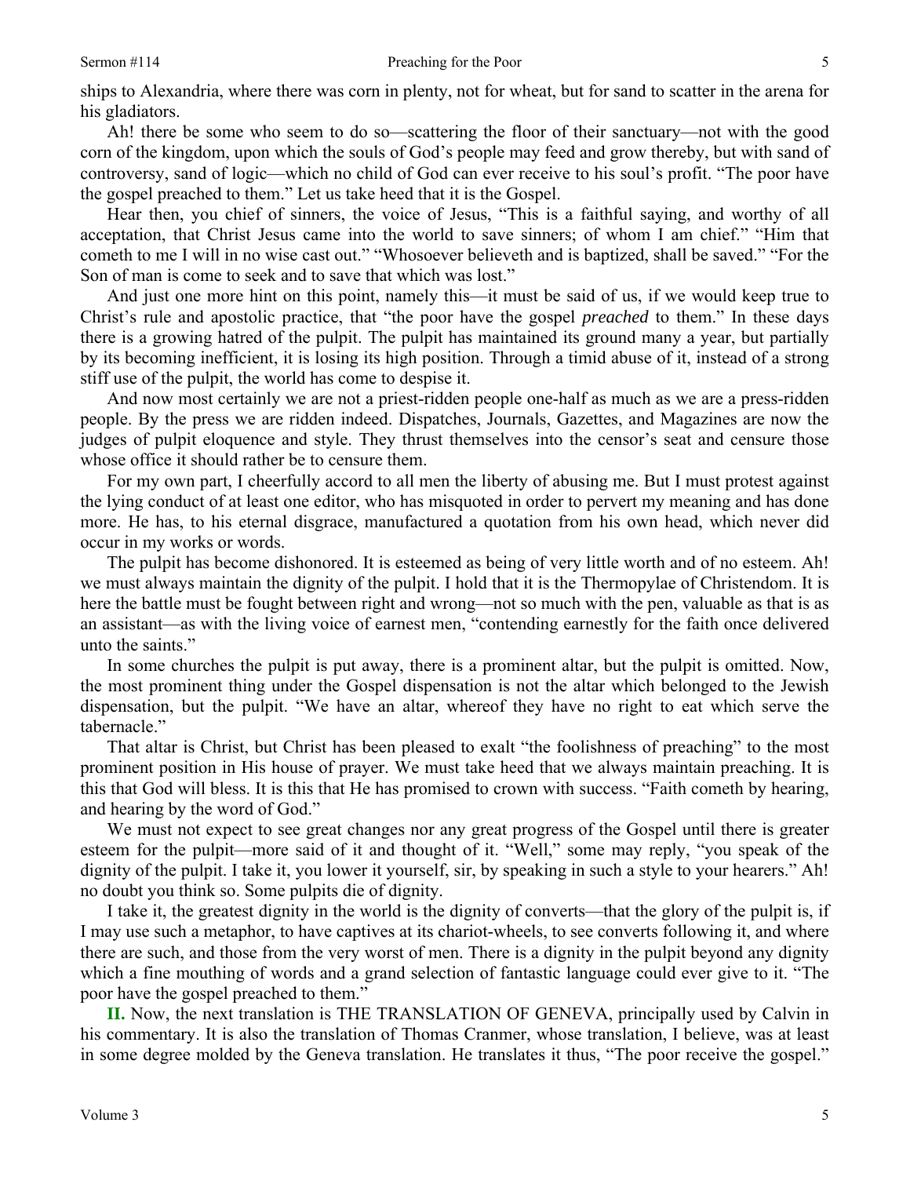ships to Alexandria, where there was corn in plenty, not for wheat, but for sand to scatter in the arena for his gladiators.

Ah! there be some who seem to do so—scattering the floor of their sanctuary—not with the good corn of the kingdom, upon which the souls of God's people may feed and grow thereby, but with sand of controversy, sand of logic—which no child of God can ever receive to his soul's profit. "The poor have the gospel preached to them." Let us take heed that it is the Gospel.

Hear then, you chief of sinners, the voice of Jesus, "This is a faithful saying, and worthy of all acceptation, that Christ Jesus came into the world to save sinners; of whom I am chief." "Him that cometh to me I will in no wise cast out." "Whosoever believeth and is baptized, shall be saved." "For the Son of man is come to seek and to save that which was lost."

And just one more hint on this point, namely this—it must be said of us, if we would keep true to Christ's rule and apostolic practice, that "the poor have the gospel *preached* to them." In these days there is a growing hatred of the pulpit. The pulpit has maintained its ground many a year, but partially by its becoming inefficient, it is losing its high position. Through a timid abuse of it, instead of a strong stiff use of the pulpit, the world has come to despise it.

And now most certainly we are not a priest-ridden people one-half as much as we are a press-ridden people. By the press we are ridden indeed. Dispatches, Journals, Gazettes, and Magazines are now the judges of pulpit eloquence and style. They thrust themselves into the censor's seat and censure those whose office it should rather be to censure them.

For my own part, I cheerfully accord to all men the liberty of abusing me. But I must protest against the lying conduct of at least one editor, who has misquoted in order to pervert my meaning and has done more. He has, to his eternal disgrace, manufactured a quotation from his own head, which never did occur in my works or words.

The pulpit has become dishonored. It is esteemed as being of very little worth and of no esteem. Ah! we must always maintain the dignity of the pulpit. I hold that it is the Thermopylae of Christendom. It is here the battle must be fought between right and wrong—not so much with the pen, valuable as that is as an assistant—as with the living voice of earnest men, "contending earnestly for the faith once delivered unto the saints."

In some churches the pulpit is put away, there is a prominent altar, but the pulpit is omitted. Now, the most prominent thing under the Gospel dispensation is not the altar which belonged to the Jewish dispensation, but the pulpit. "We have an altar, whereof they have no right to eat which serve the tabernacle."

That altar is Christ, but Christ has been pleased to exalt "the foolishness of preaching" to the most prominent position in His house of prayer. We must take heed that we always maintain preaching. It is this that God will bless. It is this that He has promised to crown with success. "Faith cometh by hearing, and hearing by the word of God."

We must not expect to see great changes nor any great progress of the Gospel until there is greater esteem for the pulpit—more said of it and thought of it. "Well," some may reply, "you speak of the dignity of the pulpit. I take it, you lower it yourself, sir, by speaking in such a style to your hearers." Ah! no doubt you think so. Some pulpits die of dignity.

I take it, the greatest dignity in the world is the dignity of converts—that the glory of the pulpit is, if I may use such a metaphor, to have captives at its chariot-wheels, to see converts following it, and where there are such, and those from the very worst of men. There is a dignity in the pulpit beyond any dignity which a fine mouthing of words and a grand selection of fantastic language could ever give to it. "The poor have the gospel preached to them."

**II.** Now, the next translation is THE TRANSLATION OF GENEVA, principally used by Calvin in his commentary. It is also the translation of Thomas Cranmer, whose translation, I believe, was at least in some degree molded by the Geneva translation. He translates it thus, "The poor receive the gospel."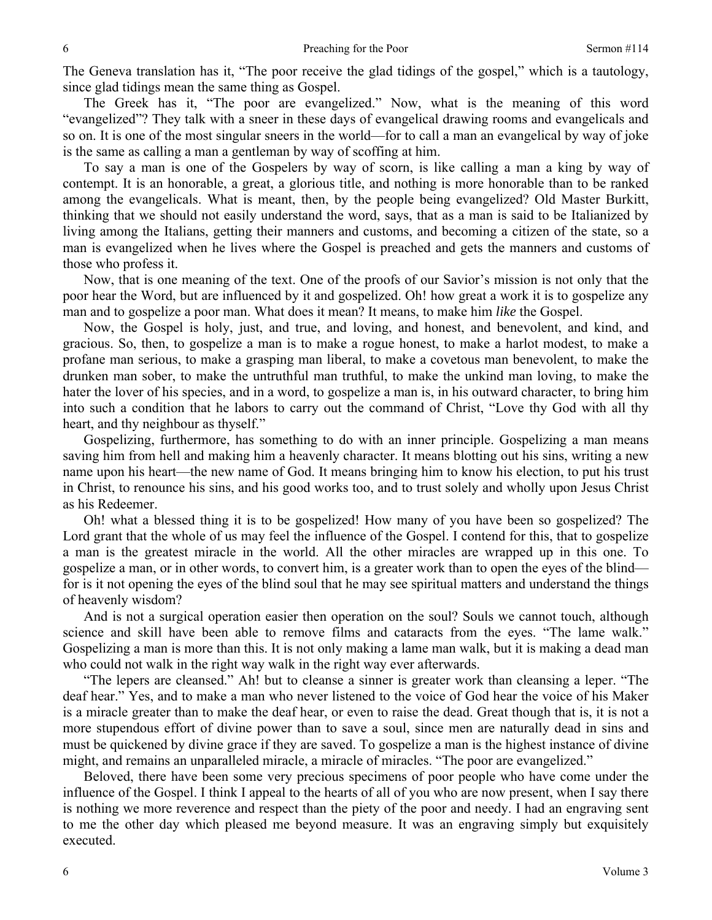The Geneva translation has it, "The poor receive the glad tidings of the gospel," which is a tautology, since glad tidings mean the same thing as Gospel.

The Greek has it, "The poor are evangelized." Now, what is the meaning of this word "evangelized"? They talk with a sneer in these days of evangelical drawing rooms and evangelicals and so on. It is one of the most singular sneers in the world—for to call a man an evangelical by way of joke is the same as calling a man a gentleman by way of scoffing at him.

To say a man is one of the Gospelers by way of scorn, is like calling a man a king by way of contempt. It is an honorable, a great, a glorious title, and nothing is more honorable than to be ranked among the evangelicals. What is meant, then, by the people being evangelized? Old Master Burkitt, thinking that we should not easily understand the word, says, that as a man is said to be Italianized by living among the Italians, getting their manners and customs, and becoming a citizen of the state, so a man is evangelized when he lives where the Gospel is preached and gets the manners and customs of those who profess it.

Now, that is one meaning of the text. One of the proofs of our Savior's mission is not only that the poor hear the Word, but are influenced by it and gospelized. Oh! how great a work it is to gospelize any man and to gospelize a poor man. What does it mean? It means, to make him *like* the Gospel.

Now, the Gospel is holy, just, and true, and loving, and honest, and benevolent, and kind, and gracious. So, then, to gospelize a man is to make a rogue honest, to make a harlot modest, to make a profane man serious, to make a grasping man liberal, to make a covetous man benevolent, to make the drunken man sober, to make the untruthful man truthful, to make the unkind man loving, to make the hater the lover of his species, and in a word, to gospelize a man is, in his outward character, to bring him into such a condition that he labors to carry out the command of Christ, "Love thy God with all thy heart, and thy neighbour as thyself."

Gospelizing, furthermore, has something to do with an inner principle. Gospelizing a man means saving him from hell and making him a heavenly character. It means blotting out his sins, writing a new name upon his heart—the new name of God. It means bringing him to know his election, to put his trust in Christ, to renounce his sins, and his good works too, and to trust solely and wholly upon Jesus Christ as his Redeemer.

Oh! what a blessed thing it is to be gospelized! How many of you have been so gospelized? The Lord grant that the whole of us may feel the influence of the Gospel. I contend for this, that to gospelize a man is the greatest miracle in the world. All the other miracles are wrapped up in this one. To gospelize a man, or in other words, to convert him, is a greater work than to open the eyes of the blind—for is it not opening the eyes of the blind soul that he may see spiritual matters and understand the things of heavenly wisdom?

And is not a surgical operation easier then operation on the soul? Souls we cannot touch, although science and skill have been able to remove films and cataracts from the eyes. "The lame walk." Gospelizing a man is more than this. It is not only making a lame man walk, but it is making a dead man who could not walk in the right way walk in the right way ever afterwards.

"The lepers are cleansed." Ah! but to cleanse a sinner is greater work than cleansing a leper. "The deaf hear." Yes, and to make a man who never listened to the voice of God hear the voice of his Maker is a miracle greater than to make the deaf hear, or even to raise the dead. Great though that is, it is not a more stupendous effort of divine power than to save a soul, since men are naturally dead in sins and must be quickened by divine grace if they are saved. To gospelize a man is the highest instance of divine might, and remains an unparalleled miracle, a miracle of miracles. "The poor are evangelized."

Beloved, there have been some very precious specimens of poor people who have come under the influence of the Gospel. I think I appeal to the hearts of all of you who are now present, when I say there is nothing we more reverence and respect than the piety of the poor and needy. I had an engraving sent to me the other day which pleased me beyond measure. It was an engraving simply but exquisitely executed.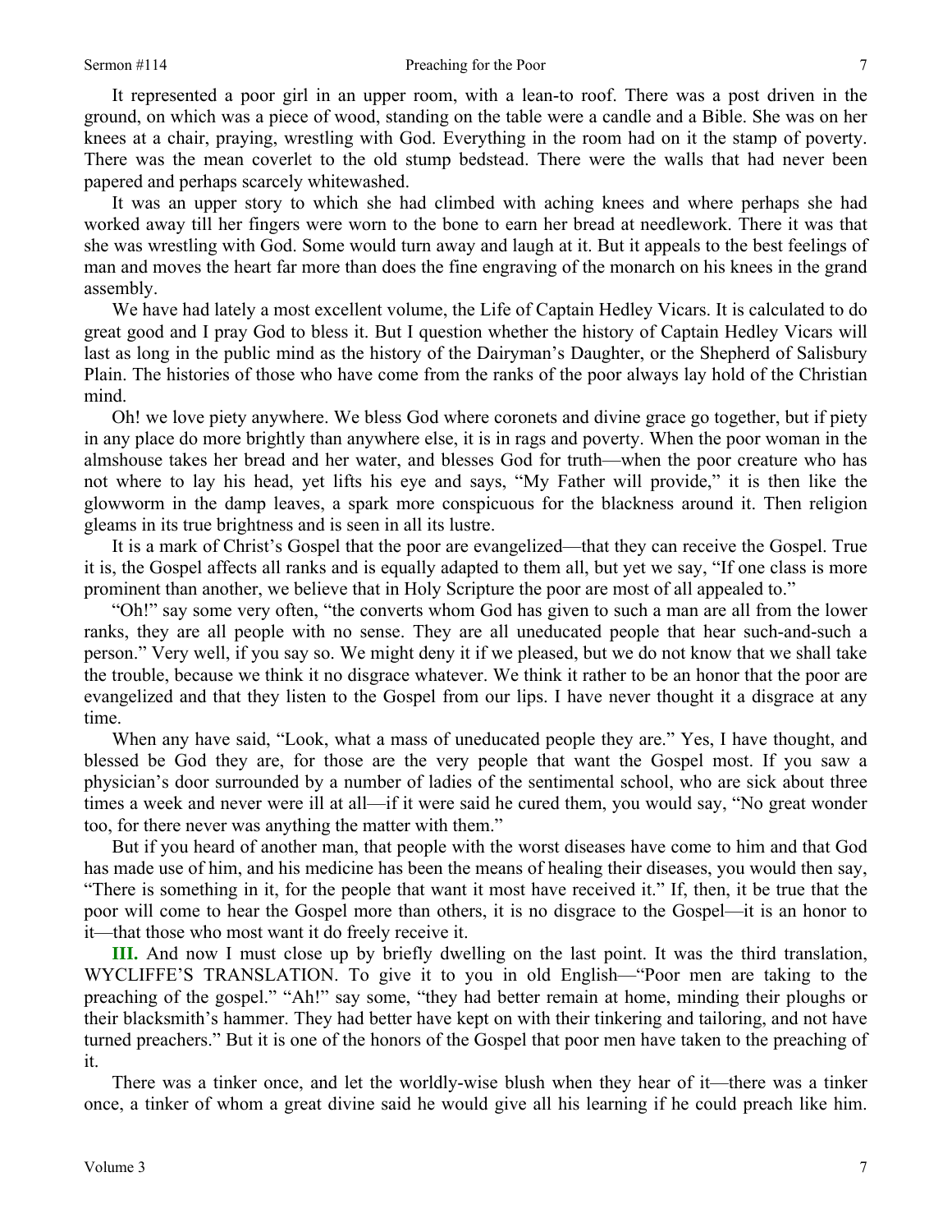It represented a poor girl in an upper room, with a lean-to roof. There was a post driven in the ground, on which was a piece of wood, standing on the table were a candle and a Bible. She was on her knees at a chair, praying, wrestling with God. Everything in the room had on it the stamp of poverty. There was the mean coverlet to the old stump bedstead. There were the walls that had never been papered and perhaps scarcely whitewashed.

It was an upper story to which she had climbed with aching knees and where perhaps she had worked away till her fingers were worn to the bone to earn her bread at needlework. There it was that she was wrestling with God. Some would turn away and laugh at it. But it appeals to the best feelings of man and moves the heart far more than does the fine engraving of the monarch on his knees in the grand assembly.

We have had lately a most excellent volume, the Life of Captain Hedley Vicars. It is calculated to do great good and I pray God to bless it. But I question whether the history of Captain Hedley Vicars will last as long in the public mind as the history of the Dairyman's Daughter, or the Shepherd of Salisbury Plain. The histories of those who have come from the ranks of the poor always lay hold of the Christian mind.

Oh! we love piety anywhere. We bless God where coronets and divine grace go together, but if piety in any place do more brightly than anywhere else, it is in rags and poverty. When the poor woman in the almshouse takes her bread and her water, and blesses God for truth—when the poor creature who has not where to lay his head, yet lifts his eye and says, "My Father will provide," it is then like the glowworm in the damp leaves, a spark more conspicuous for the blackness around it. Then religion gleams in its true brightness and is seen in all its lustre.

It is a mark of Christ's Gospel that the poor are evangelized—that they can receive the Gospel. True it is, the Gospel affects all ranks and is equally adapted to them all, but yet we say, "If one class is more prominent than another, we believe that in Holy Scripture the poor are most of all appealed to."

"Oh!" say some very often, "the converts whom God has given to such a man are all from the lower ranks, they are all people with no sense. They are all uneducated people that hear such-and-such a person." Very well, if you say so. We might deny it if we pleased, but we do not know that we shall take the trouble, because we think it no disgrace whatever. We think it rather to be an honor that the poor are evangelized and that they listen to the Gospel from our lips. I have never thought it a disgrace at any time.

When any have said, "Look, what a mass of uneducated people they are." Yes, I have thought, and blessed be God they are, for those are the very people that want the Gospel most. If you saw a physician's door surrounded by a number of ladies of the sentimental school, who are sick about three times a week and never were ill at all—if it were said he cured them, you would say, "No great wonder too, for there never was anything the matter with them."

But if you heard of another man, that people with the worst diseases have come to him and that God has made use of him, and his medicine has been the means of healing their diseases, you would then say, "There is something in it, for the people that want it most have received it." If, then, it be true that the poor will come to hear the Gospel more than others, it is no disgrace to the Gospel—it is an honor to it—that those who most want it do freely receive it.

**III.** And now I must close up by briefly dwelling on the last point. It was the third translation, WYCLIFFE'S TRANSLATION. To give it to you in old English—"Poor men are taking to the preaching of the gospel." "Ah!" say some, "they had better remain at home, minding their ploughs or their blacksmith's hammer. They had better have kept on with their tinkering and tailoring, and not have turned preachers." But it is one of the honors of the Gospel that poor men have taken to the preaching of it.

There was a tinker once, and let the worldly-wise blush when they hear of it—there was a tinker once, a tinker of whom a great divine said he would give all his learning if he could preach like him.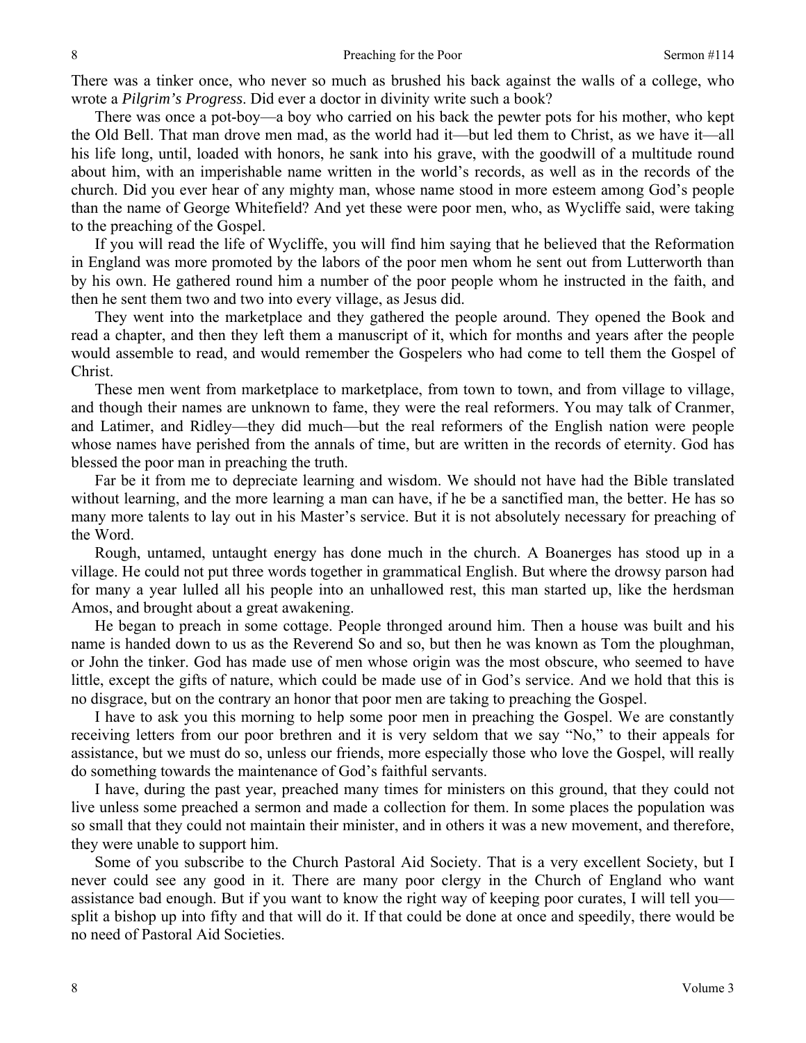There was a tinker once, who never so much as brushed his back against the walls of a college, who wrote a *Pilgrim's Progress*. Did ever a doctor in divinity write such a book?

There was once a pot-boy—a boy who carried on his back the pewter pots for his mother, who kept the Old Bell. That man drove men mad, as the world had it—but led them to Christ, as we have it—all his life long, until, loaded with honors, he sank into his grave, with the goodwill of a multitude round about him, with an imperishable name written in the world's records, as well as in the records of the church. Did you ever hear of any mighty man, whose name stood in more esteem among God's people than the name of George Whitefield? And yet these were poor men, who, as Wycliffe said, were taking to the preaching of the Gospel.

If you will read the life of Wycliffe, you will find him saying that he believed that the Reformation in England was more promoted by the labors of the poor men whom he sent out from Lutterworth than by his own. He gathered round him a number of the poor people whom he instructed in the faith, and then he sent them two and two into every village, as Jesus did.

They went into the marketplace and they gathered the people around. They opened the Book and read a chapter, and then they left them a manuscript of it, which for months and years after the people would assemble to read, and would remember the Gospelers who had come to tell them the Gospel of Christ.

These men went from marketplace to marketplace, from town to town, and from village to village, and though their names are unknown to fame, they were the real reformers. You may talk of Cranmer, and Latimer, and Ridley—they did much—but the real reformers of the English nation were people whose names have perished from the annals of time, but are written in the records of eternity. God has blessed the poor man in preaching the truth.

Far be it from me to depreciate learning and wisdom. We should not have had the Bible translated without learning, and the more learning a man can have, if he be a sanctified man, the better. He has so many more talents to lay out in his Master's service. But it is not absolutely necessary for preaching of the Word.

Rough, untamed, untaught energy has done much in the church. A Boanerges has stood up in a village. He could not put three words together in grammatical English. But where the drowsy parson had for many a year lulled all his people into an unhallowed rest, this man started up, like the herdsman Amos, and brought about a great awakening.

He began to preach in some cottage. People thronged around him. Then a house was built and his name is handed down to us as the Reverend So and so, but then he was known as Tom the ploughman, or John the tinker. God has made use of men whose origin was the most obscure, who seemed to have little, except the gifts of nature, which could be made use of in God's service. And we hold that this is no disgrace, but on the contrary an honor that poor men are taking to preaching the Gospel.

I have to ask you this morning to help some poor men in preaching the Gospel. We are constantly receiving letters from our poor brethren and it is very seldom that we say "No," to their appeals for assistance, but we must do so, unless our friends, more especially those who love the Gospel, will really do something towards the maintenance of God's faithful servants.

I have, during the past year, preached many times for ministers on this ground, that they could not live unless some preached a sermon and made a collection for them. In some places the population was so small that they could not maintain their minister, and in others it was a new movement, and therefore, they were unable to support him.

Some of you subscribe to the Church Pastoral Aid Society. That is a very excellent Society, but I never could see any good in it. There are many poor clergy in the Church of England who want assistance bad enough. But if you want to know the right way of keeping poor curates, I will tell you—split a bishop up into fifty and that will do it. If that could be done at once and speedily, there would be no need of Pastoral Aid Societies.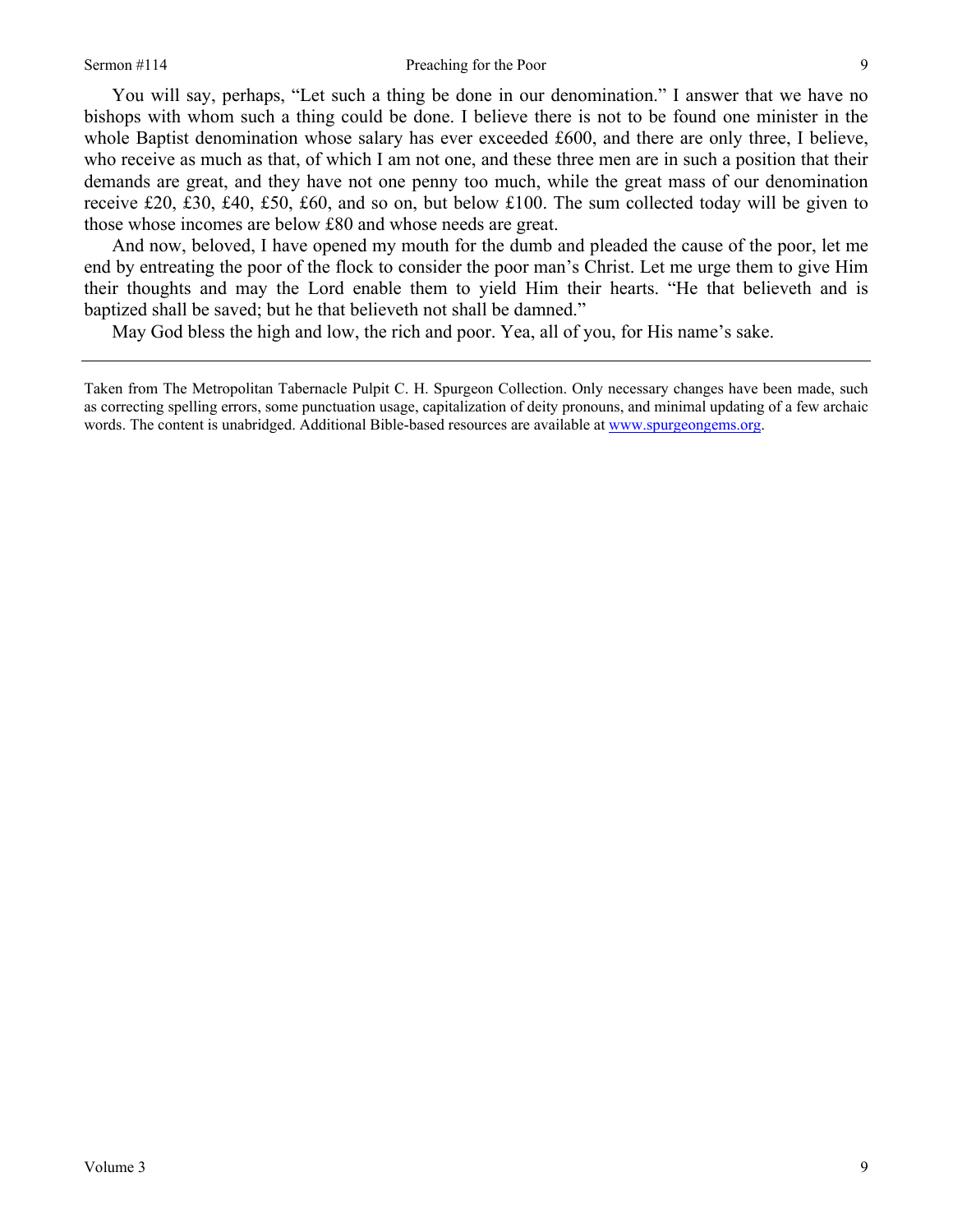You will say, perhaps, "Let such a thing be done in our denomination." I answer that we have no bishops with whom such a thing could be done. I believe there is not to be found one minister in the whole Baptist denomination whose salary has ever exceeded £600, and there are only three, I believe, who receive as much as that, of which I am not one, and these three men are in such a position that their demands are great, and they have not one penny too much, while the great mass of our denomination receive £20, £30, £40, £50, £60, and so on, but below £100. The sum collected today will be given to those whose incomes are below £80 and whose needs are great.

And now, beloved, I have opened my mouth for the dumb and pleaded the cause of the poor, let me end by entreating the poor of the flock to consider the poor man's Christ. Let me urge them to give Him their thoughts and may the Lord enable them to yield Him their hearts. "He that believeth and is baptized shall be saved; but he that believeth not shall be damned."

May God bless the high and low, the rich and poor. Yea, all of you, for His name's sake.

---

Taken from The Metropolitan Tabernacle Pulpit C. H. Spurgeon Collection. Only necessary changes have been made, such as correcting spelling errors, some punctuation usage, capitalization of deity pronouns, and minimal updating of a few archaic words. The content is unabridged. Additional Bible-based resources are available at www.spurgeongems.org.